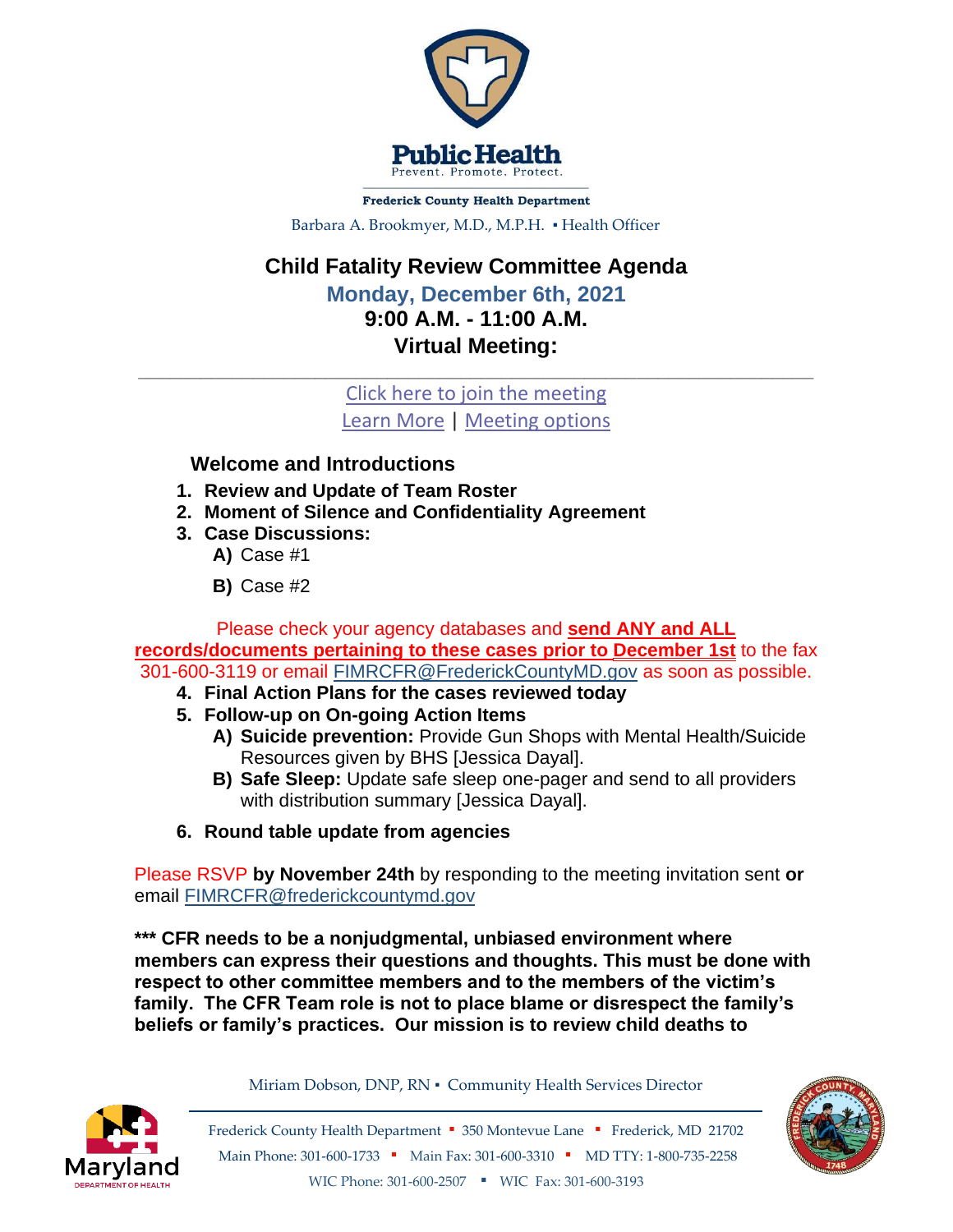**Public Health**
Prevent. Promote. Protect.

**Frederick County Health Department**

Barbara A. Brookmyer, M.D., M.P.H. ▪ Health Officer

# Child Fatality Review Committee Agenda

## Monday, December 6th, 2021

## 9:00 A.M. - 11:00 A.M.

## Virtual Meeting:

---

Click here to join the meeting

Learn More | Meeting options

**Welcome and Introductions**

1. **Review and Update of Team Roster**
2. **Moment of Silence and Confidentiality Agreement**
3. **Case Discussions:**
   - **A)** Case #1
   - **B)** Case #2

Please check your agency databases and **send ANY and ALL records/documents pertaining to these cases prior to December 1st** to the fax 301-600-3119 or email FIMRCFR@FrederickCountyMD.gov as soon as possible.

4. **Final Action Plans for the cases reviewed today**
5. **Follow-up on On-going Action Items**
   - **A) Suicide prevention:** Provide Gun Shops with Mental Health/Suicide Resources given by BHS [Jessica Dayal].
   - **B) Safe Sleep:** Update safe sleep one-pager and send to all providers with distribution summary [Jessica Dayal].
6. **Round table update from agencies**

Please RSVP **by November 24th** by responding to the meeting invitation sent **or** email FIMRCFR@frederickcountymd.gov

**\*\*\* CFR needs to be a nonjudgmental, unbiased environment where members can express their questions and thoughts. This must be done with respect to other committee members and to the members of the victim's family. The CFR Team role is not to place blame or disrespect the family's beliefs or family's practices. Our mission is to review child deaths to**

Miriam Dobson, DNP, RN ▪ Community Health Services Director

Frederick County Health Department ▪ 350 Montevue Lane ▪ Frederick, MD 21702

Main Phone: 301-600-1733 ▪ Main Fax: 301-600-3310 ▪ MD TTY: 1-800-735-2258

WIC Phone: 301-600-2507 ▪ WIC Fax: 301-600-3193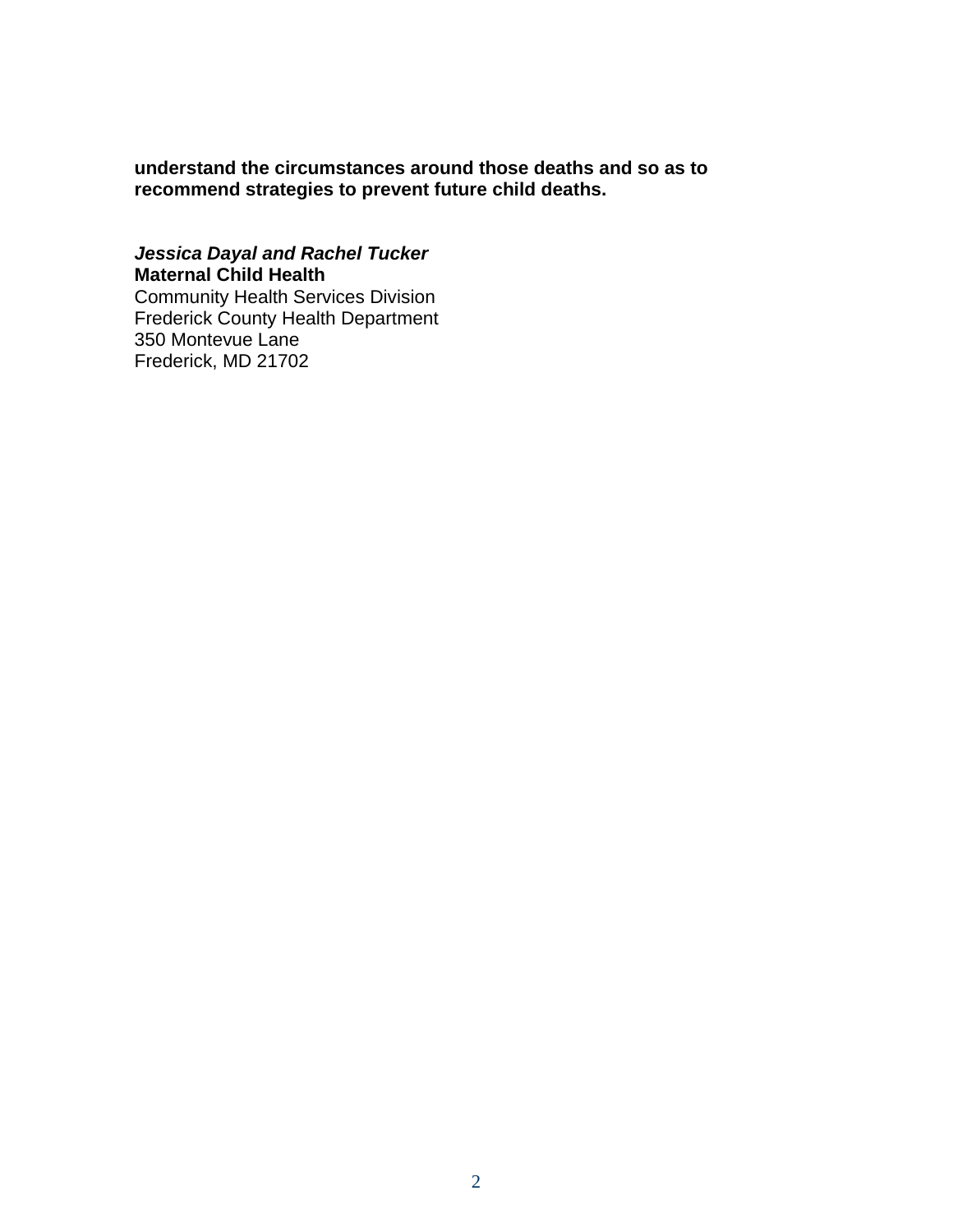**understand the circumstances around those deaths and so as to recommend strategies to prevent future child deaths.**

***Jessica Dayal and Rachel Tucker***
**Maternal Child Health**
Community Health Services Division
Frederick County Health Department
350 Montevue Lane
Frederick, MD 21702